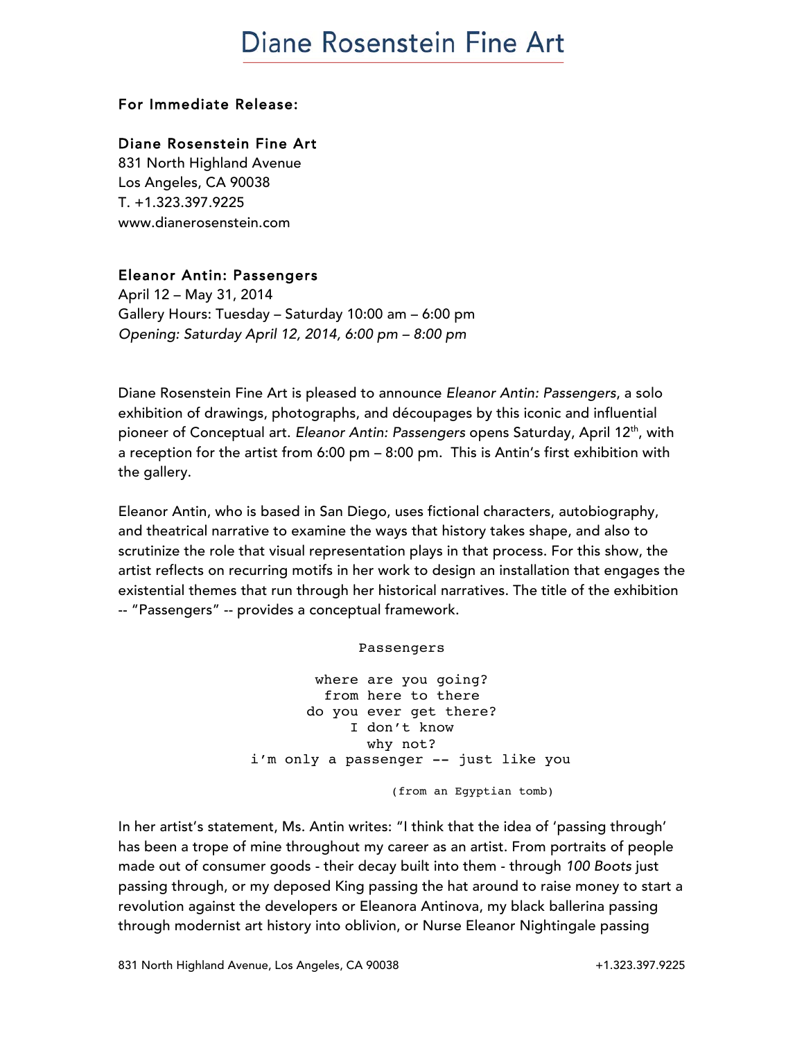# Diane Rosenstein Fine Art

For Immediate Release:

**Diane Rosenstein Fine Art**
831 North Highland Avenue
Los Angeles, CA 90038
T. +1.323.397.9225
www.dianerosenstein.com

**Eleanor Antin: Passengers**
April 12 – May 31, 2014
Gallery Hours: Tuesday – Saturday 10:00 am – 6:00 pm
*Opening: Saturday April 12, 2014, 6:00 pm – 8:00 pm*

Diane Rosenstein Fine Art is pleased to announce *Eleanor Antin: Passengers*, a solo exhibition of drawings, photographs, and découpages by this iconic and influential pioneer of Conceptual art. *Eleanor Antin: Passengers* opens Saturday, April 12th, with a reception for the artist from 6:00 pm – 8:00 pm. This is Antin's first exhibition with the gallery.

Eleanor Antin, who is based in San Diego, uses fictional characters, autobiography, and theatrical narrative to examine the ways that history takes shape, and also to scrutinize the role that visual representation plays in that process. For this show, the artist reflects on recurring motifs in her work to design an installation that engages the existential themes that run through her historical narratives. The title of the exhibition -- "Passengers" -- provides a conceptual framework.

```
                    Passengers

               where are you going?
                from here to there
              do you ever get there?
                   I don't know
                     why not?
       i'm only a passenger -- just like you

                       (from an Egyptian tomb)
```

In her artist's statement, Ms. Antin writes: "I think that the idea of 'passing through' has been a trope of mine throughout my career as an artist. From portraits of people made out of consumer goods - their decay built into them - through *100 Boots* just passing through, or my deposed King passing the hat around to raise money to start a revolution against the developers or Eleanora Antinova, my black ballerina passing through modernist art history into oblivion, or Nurse Eleanor Nightingale passing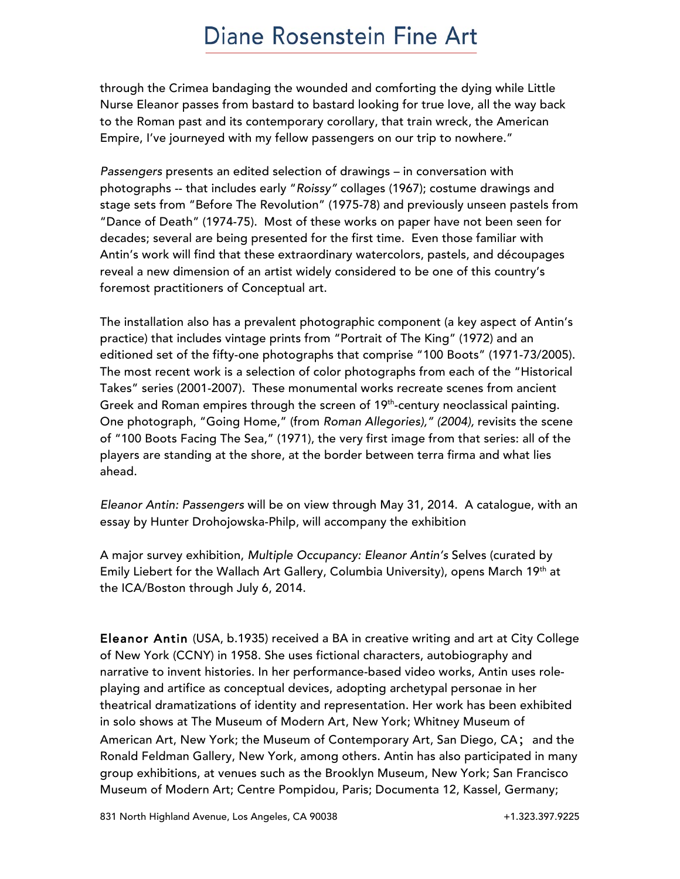through the Crimea bandaging the wounded and comforting the dying while Little Nurse Eleanor passes from bastard to bastard looking for true love, all the way back to the Roman past and its contemporary corollary, that train wreck, the American Empire, I've journeyed with my fellow passengers on our trip to nowhere."

*Passengers* presents an edited selection of drawings – in conversation with photographs -- that includes early "*Roissy"* collages (1967); costume drawings and stage sets from "Before The Revolution" (1975-78) and previously unseen pastels from "Dance of Death" (1974-75). Most of these works on paper have not been seen for decades; several are being presented for the first time. Even those familiar with Antin's work will find that these extraordinary watercolors, pastels, and découpages reveal a new dimension of an artist widely considered to be one of this country's foremost practitioners of Conceptual art.

The installation also has a prevalent photographic component (a key aspect of Antin's practice) that includes vintage prints from "Portrait of The King" (1972) and an editioned set of the fifty-one photographs that comprise "100 Boots" (1971-73/2005). The most recent work is a selection of color photographs from each of the "Historical Takes" series (2001-2007). These monumental works recreate scenes from ancient Greek and Roman empires through the screen of 19th-century neoclassical painting. One photograph, "Going Home," (from *Roman Allegories)," (2004),* revisits the scene of "100 Boots Facing The Sea," (1971), the very first image from that series: all of the players are standing at the shore, at the border between terra firma and what lies ahead.

*Eleanor Antin: Passengers* will be on view through May 31, 2014. A catalogue, with an essay by Hunter Drohojowska-Philp, will accompany the exhibition

A major survey exhibition, *Multiple Occupancy: Eleanor Antin's* Selves (curated by Emily Liebert for the Wallach Art Gallery, Columbia University), opens March 19th at the ICA/Boston through July 6, 2014.

**Eleanor Antin** (USA, b.1935) received a BA in creative writing and art at City College of New York (CCNY) in 1958. She uses fictional characters, autobiography and narrative to invent histories. In her performance-based video works, Antin uses role-playing and artifice as conceptual devices, adopting archetypal personae in her theatrical dramatizations of identity and representation. Her work has been exhibited in solo shows at The Museum of Modern Art, New York; Whitney Museum of American Art, New York; the Museum of Contemporary Art, San Diego, CA; and the Ronald Feldman Gallery, New York, among others. Antin has also participated in many group exhibitions, at venues such as the Brooklyn Museum, New York; San Francisco Museum of Modern Art; Centre Pompidou, Paris; Documenta 12, Kassel, Germany;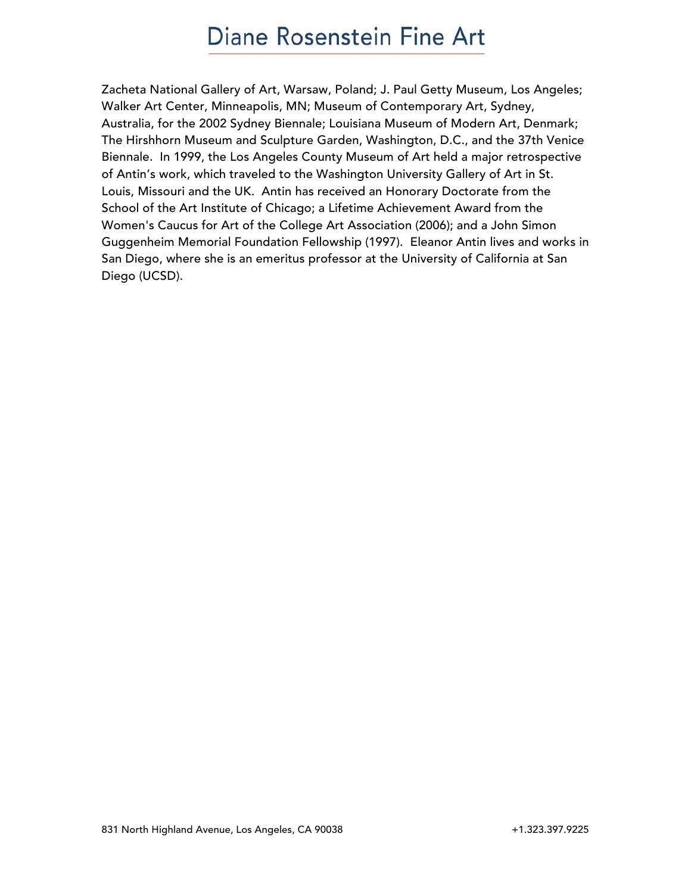Zacheta National Gallery of Art, Warsaw, Poland; J. Paul Getty Museum, Los Angeles; Walker Art Center, Minneapolis, MN; Museum of Contemporary Art, Sydney, Australia, for the 2002 Sydney Biennale; Louisiana Museum of Modern Art, Denmark; The Hirshhorn Museum and Sculpture Garden, Washington, D.C., and the 37th Venice Biennale. In 1999, the Los Angeles County Museum of Art held a major retrospective of Antin's work, which traveled to the Washington University Gallery of Art in St. Louis, Missouri and the UK. Antin has received an Honorary Doctorate from the School of the Art Institute of Chicago; a Lifetime Achievement Award from the Women's Caucus for Art of the College Art Association (2006); and a John Simon Guggenheim Memorial Foundation Fellowship (1997). Eleanor Antin lives and works in San Diego, where she is an emeritus professor at the University of California at San Diego (UCSD).